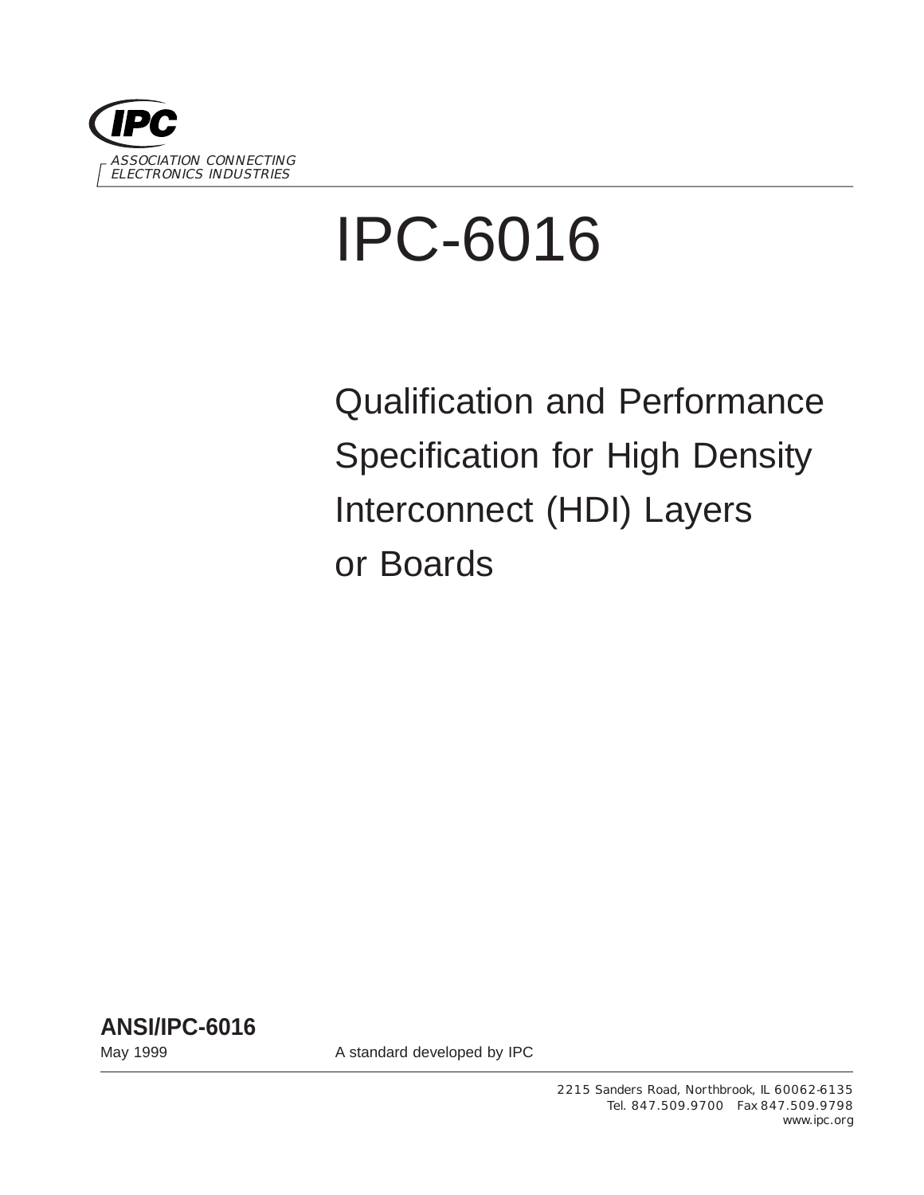IPC

ASSOCIATION CONNECTING
ELECTRONICS INDUSTRIES

# IPC-6016

## Qualification and Performance Specification for High Density Interconnect (HDI) Layers or Boards

**ANSI/IPC-6016**

May 1999

A standard developed by IPC

2215 Sanders Road, Northbrook, IL 60062-6135
Tel. 847.509.9700 Fax 847.509.9798
www.ipc.org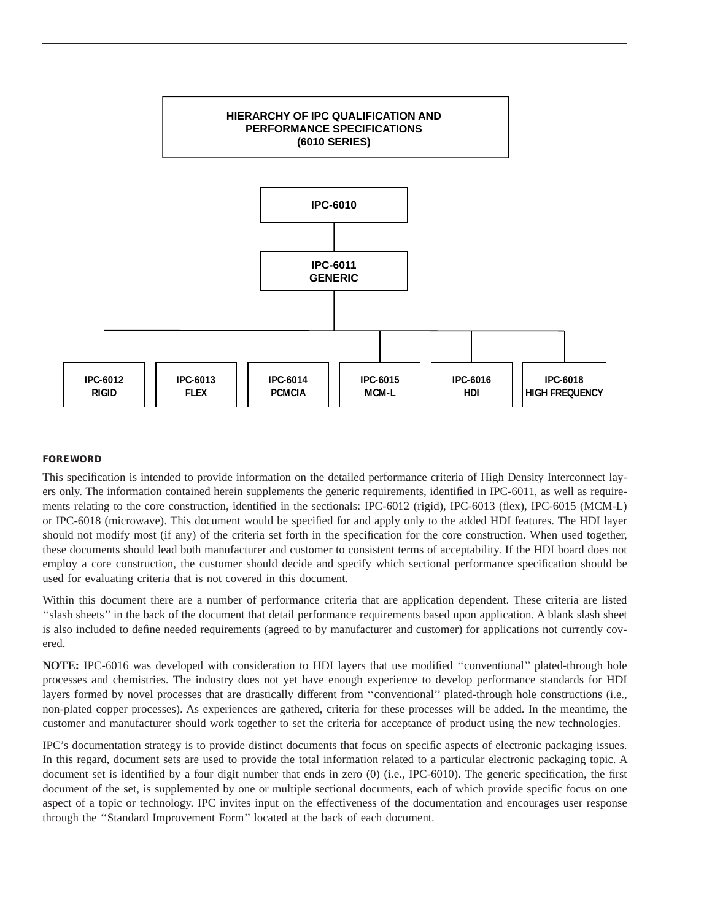**HIERARCHY OF IPC QUALIFICATION AND PERFORMANCE SPECIFICATIONS (6010 SERIES)**

**IPC-6010**

**IPC-6011 GENERIC**

| IPC-6012 RIGID | IPC-6013 FLEX | IPC-6014 PCMCIA | IPC-6015 MCM-L | IPC-6016 HDI | IPC-6018 HIGH FREQUENCY |
|---|---|---|---|---|---|

## FOREWORD

This specification is intended to provide information on the detailed performance criteria of High Density Interconnect layers only. The information contained herein supplements the generic requirements, identified in IPC-6011, as well as requirements relating to the core construction, identified in the sectionals: IPC-6012 (rigid), IPC-6013 (flex), IPC-6015 (MCM-L) or IPC-6018 (microwave). This document would be specified for and apply only to the added HDI features. The HDI layer should not modify most (if any) of the criteria set forth in the specification for the core construction. When used together, these documents should lead both manufacturer and customer to consistent terms of acceptability. If the HDI board does not employ a core construction, the customer should decide and specify which sectional performance specification should be used for evaluating criteria that is not covered in this document.

Within this document there are a number of performance criteria that are application dependent. These criteria are listed ''slash sheets'' in the back of the document that detail performance requirements based upon application. A blank slash sheet is also included to define needed requirements (agreed to by manufacturer and customer) for applications not currently covered.

**NOTE:** IPC-6016 was developed with consideration to HDI layers that use modified ''conventional'' plated-through hole processes and chemistries. The industry does not yet have enough experience to develop performance standards for HDI layers formed by novel processes that are drastically different from ''conventional'' plated-through hole constructions (i.e., non-plated copper processes). As experiences are gathered, criteria for these processes will be added. In the meantime, the customer and manufacturer should work together to set the criteria for acceptance of product using the new technologies.

IPC's documentation strategy is to provide distinct documents that focus on specific aspects of electronic packaging issues. In this regard, document sets are used to provide the total information related to a particular electronic packaging topic. A document set is identified by a four digit number that ends in zero (0) (i.e., IPC-6010). The generic specification, the first document of the set, is supplemented by one or multiple sectional documents, each of which provide specific focus on one aspect of a topic or technology. IPC invites input on the effectiveness of the documentation and encourages user response through the ''Standard Improvement Form'' located at the back of each document.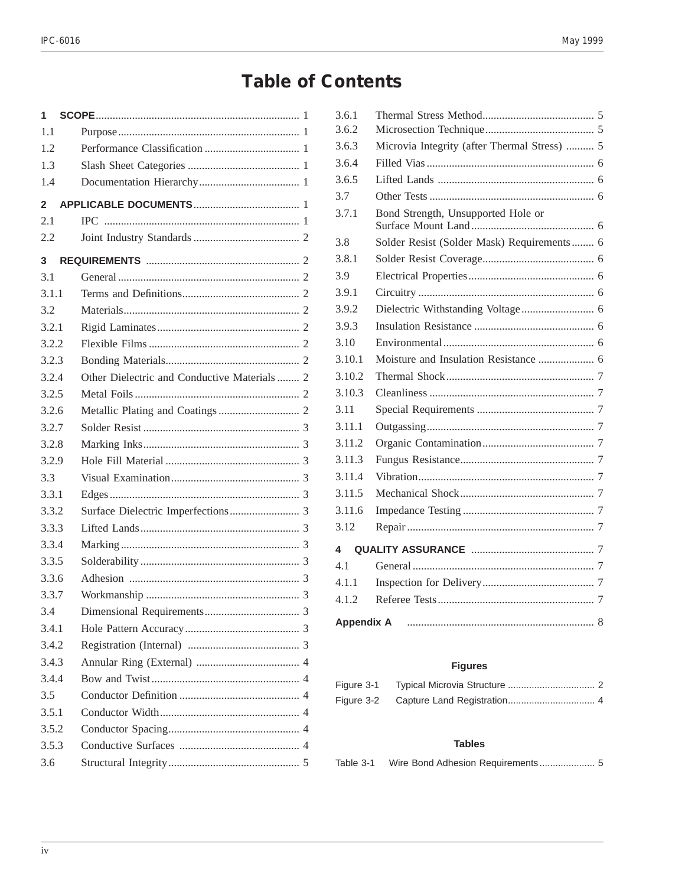# Table of Contents

**1 SCOPE** ........ 1
- 1.1 Purpose ........ 1
- 1.2 Performance Classification ........ 1
- 1.3 Slash Sheet Categories ........ 1
- 1.4 Documentation Hierarchy ........ 1

**2 APPLICABLE DOCUMENTS** ........ 1
- 2.1 IPC ........ 1
- 2.2 Joint Industry Standards ........ 2

**3 REQUIREMENTS** ........ 2
- 3.1 General ........ 2
- 3.1.1 Terms and Definitions ........ 2
- 3.2 Materials ........ 2
- 3.2.1 Rigid Laminates ........ 2
- 3.2.2 Flexible Films ........ 2
- 3.2.3 Bonding Materials ........ 2
- 3.2.4 Other Dielectric and Conductive Materials ........ 2
- 3.2.5 Metal Foils ........ 2
- 3.2.6 Metallic Plating and Coatings ........ 2
- 3.2.7 Solder Resist ........ 3
- 3.2.8 Marking Inks ........ 3
- 3.2.9 Hole Fill Material ........ 3
- 3.3 Visual Examination ........ 3
- 3.3.1 Edges ........ 3
- 3.3.2 Surface Dielectric Imperfections ........ 3
- 3.3.3 Lifted Lands ........ 3
- 3.3.4 Marking ........ 3
- 3.3.5 Solderability ........ 3
- 3.3.6 Adhesion ........ 3
- 3.3.7 Workmanship ........ 3
- 3.4 Dimensional Requirements ........ 3
- 3.4.1 Hole Pattern Accuracy ........ 3
- 3.4.2 Registration (Internal) ........ 3
- 3.4.3 Annular Ring (External) ........ 4
- 3.4.4 Bow and Twist ........ 4
- 3.5 Conductor Definition ........ 4
- 3.5.1 Conductor Width ........ 4
- 3.5.2 Conductor Spacing ........ 4
- 3.5.3 Conductive Surfaces ........ 4
- 3.6 Structural Integrity ........ 5
- 3.6.1 Thermal Stress Method ........ 5
- 3.6.2 Microsection Technique ........ 5
- 3.6.3 Microvia Integrity (after Thermal Stress) ........ 5
- 3.6.4 Filled Vias ........ 6
- 3.6.5 Lifted Lands ........ 6
- 3.7 Other Tests ........ 6
- 3.7.1 Bond Strength, Unsupported Hole or Surface Mount Land ........ 6
- 3.8 Solder Resist (Solder Mask) Requirements ........ 6
- 3.8.1 Solder Resist Coverage ........ 6
- 3.9 Electrical Properties ........ 6
- 3.9.1 Circuitry ........ 6
- 3.9.2 Dielectric Withstanding Voltage ........ 6
- 3.9.3 Insulation Resistance ........ 6
- 3.10 Environmental ........ 6
- 3.10.1 Moisture and Insulation Resistance ........ 6
- 3.10.2 Thermal Shock ........ 7
- 3.10.3 Cleanliness ........ 7
- 3.11 Special Requirements ........ 7
- 3.11.1 Outgassing ........ 7
- 3.11.2 Organic Contamination ........ 7
- 3.11.3 Fungus Resistance ........ 7
- 3.11.4 Vibration ........ 7
- 3.11.5 Mechanical Shock ........ 7
- 3.11.6 Impedance Testing ........ 7
- 3.12 Repair ........ 7

**4 QUALITY ASSURANCE** ........ 7
- 4.1 General ........ 7
- 4.1.1 Inspection for Delivery ........ 7
- 4.1.2 Referee Tests ........ 7

**Appendix A** ........ 8

## Figures

- Figure 3-1 Typical Microvia Structure ........ 2
- Figure 3-2 Capture Land Registration ........ 4

## Tables

- Table 3-1 Wire Bond Adhesion Requirements ........ 5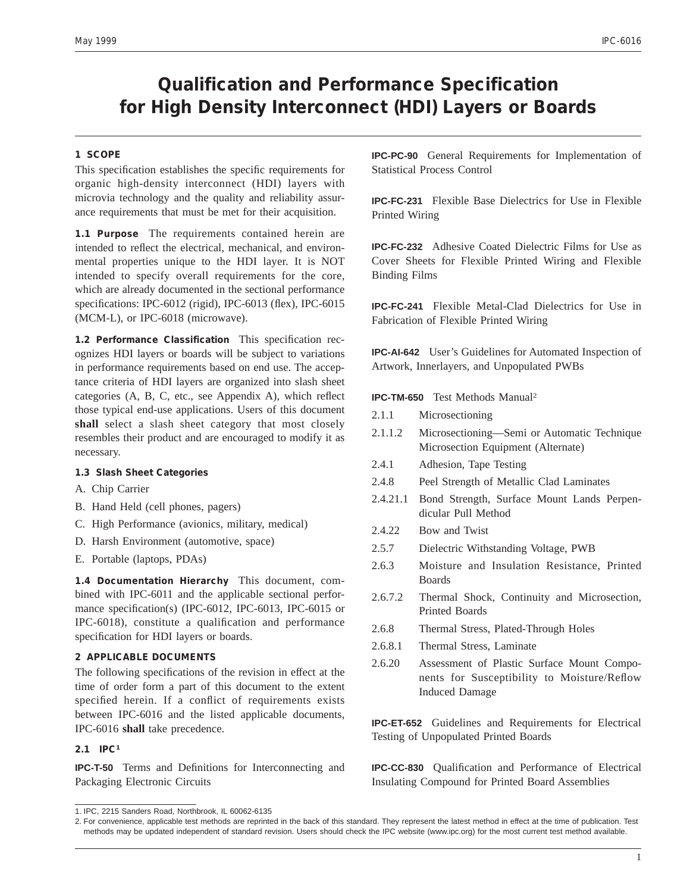# Qualification and Performance Specification for High Density Interconnect (HDI) Layers or Boards

## 1 SCOPE

This specification establishes the specific requirements for organic high-density interconnect (HDI) layers with microvia technology and the quality and reliability assurance requirements that must be met for their acquisition.

**1.1 Purpose** The requirements contained herein are intended to reflect the electrical, mechanical, and environmental properties unique to the HDI layer. It is NOT intended to specify overall requirements for the core, which are already documented in the sectional performance specifications: IPC-6012 (rigid), IPC-6013 (flex), IPC-6015 (MCM-L), or IPC-6018 (microwave).

**1.2 Performance Classification** This specification recognizes HDI layers or boards will be subject to variations in performance requirements based on end use. The acceptance criteria of HDI layers are organized into slash sheet categories (A, B, C, etc., see Appendix A), which reflect those typical end-use applications. Users of this document **shall** select a slash sheet category that most closely resembles their product and are encouraged to modify it as necessary.

**1.3 Slash Sheet Categories**

A. Chip Carrier

B. Hand Held (cell phones, pagers)

C. High Performance (avionics, military, medical)

D. Harsh Environment (automotive, space)

E. Portable (laptops, PDAs)

**1.4 Documentation Hierarchy** This document, combined with IPC-6011 and the applicable sectional performance specification(s) (IPC-6012, IPC-6013, IPC-6015 or IPC-6018), constitute a qualification and performance specification for HDI layers or boards.

## 2 APPLICABLE DOCUMENTS

The following specifications of the revision in effect at the time of order form a part of this document to the extent specified herein. If a conflict of requirements exists between IPC-6016 and the listed applicable documents, IPC-6016 **shall** take precedence.

### 2.1 IPC[1]

**IPC-T-50** Terms and Definitions for Interconnecting and Packaging Electronic Circuits

**IPC-PC-90** General Requirements for Implementation of Statistical Process Control

**IPC-FC-231** Flexible Base Dielectrics for Use in Flexible Printed Wiring

**IPC-FC-232** Adhesive Coated Dielectric Films for Use as Cover Sheets for Flexible Printed Wiring and Flexible Binding Films

**IPC-FC-241** Flexible Metal-Clad Dielectrics for Use in Fabrication of Flexible Printed Wiring

**IPC-AI-642** User's Guidelines for Automated Inspection of Artwork, Innerlayers, and Unpopulated PWBs

**IPC-TM-650** Test Methods Manual[2]

2.1.1 Microsectioning

2.1.1.2 Microsectioning—Semi or Automatic Technique Microsection Equipment (Alternate)

2.4.1 Adhesion, Tape Testing

2.4.8 Peel Strength of Metallic Clad Laminates

2.4.21.1 Bond Strength, Surface Mount Lands Perpendicular Pull Method

2.4.22 Bow and Twist

2.5.7 Dielectric Withstanding Voltage, PWB

2.6.3 Moisture and Insulation Resistance, Printed Boards

2.6.7.2 Thermal Shock, Continuity and Microsection, Printed Boards

2.6.8 Thermal Stress, Plated-Through Holes

2.6.8.1 Thermal Stress, Laminate

2.6.20 Assessment of Plastic Surface Mount Components for Susceptibility to Moisture/Reflow Induced Damage

**IPC-ET-652** Guidelines and Requirements for Electrical Testing of Unpopulated Printed Boards

**IPC-CC-830** Qualification and Performance of Electrical Insulating Compound for Printed Board Assemblies

1. IPC, 2215 Sanders Road, Northbrook, IL 60062-6135

2. For convenience, applicable test methods are reprinted in the back of this standard. They represent the latest method in effect at the time of publication. Test methods may be updated independent of standard revision. Users should check the IPC website (www.ipc.org) for the most current test method available.